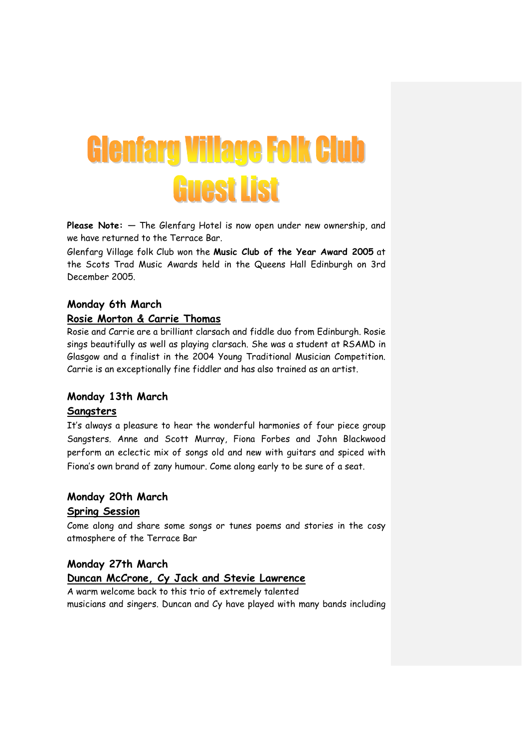# Glenfarg Village Folk Club Guest List

**Please Note:** — The Glenfarg Hotel is now open under new ownership, and we have returned to the Terrace Bar.

Glenfarg Village folk Club won the **Music Club of the Year Award 2005** at the Scots Trad Music Awards held in the Queens Hall Edinburgh on 3rd December 2005.

### Monday 6th March

**Rosie Morton & Carrie Thomas**

Rosie and Carrie are a brilliant clarsach and fiddle duo from Edinburgh. Rosie sings beautifully as well as playing clarsach. She was a student at RSAMD in Glasgow and a finalist in the 2004 Young Traditional Musician Competition. Carrie is an exceptionally fine fiddler and has also trained as an artist.

### Monday 13th March

**Sangsters**

It's always a pleasure to hear the wonderful harmonies of four piece group Sangsters. Anne and Scott Murray, Fiona Forbes and John Blackwood perform an eclectic mix of songs old and new with guitars and spiced with Fiona's own brand of zany humour. Come along early to be sure of a seat.

### Monday 20th March

**Spring Session**

Come along and share some songs or tunes poems and stories in the cosy atmosphere of the Terrace Bar

### Monday 27th March

**Duncan McCrone, Cy Jack and Stevie Lawrence**

A warm welcome back to this trio of extremely talented musicians and singers. Duncan and Cy have played with many bands including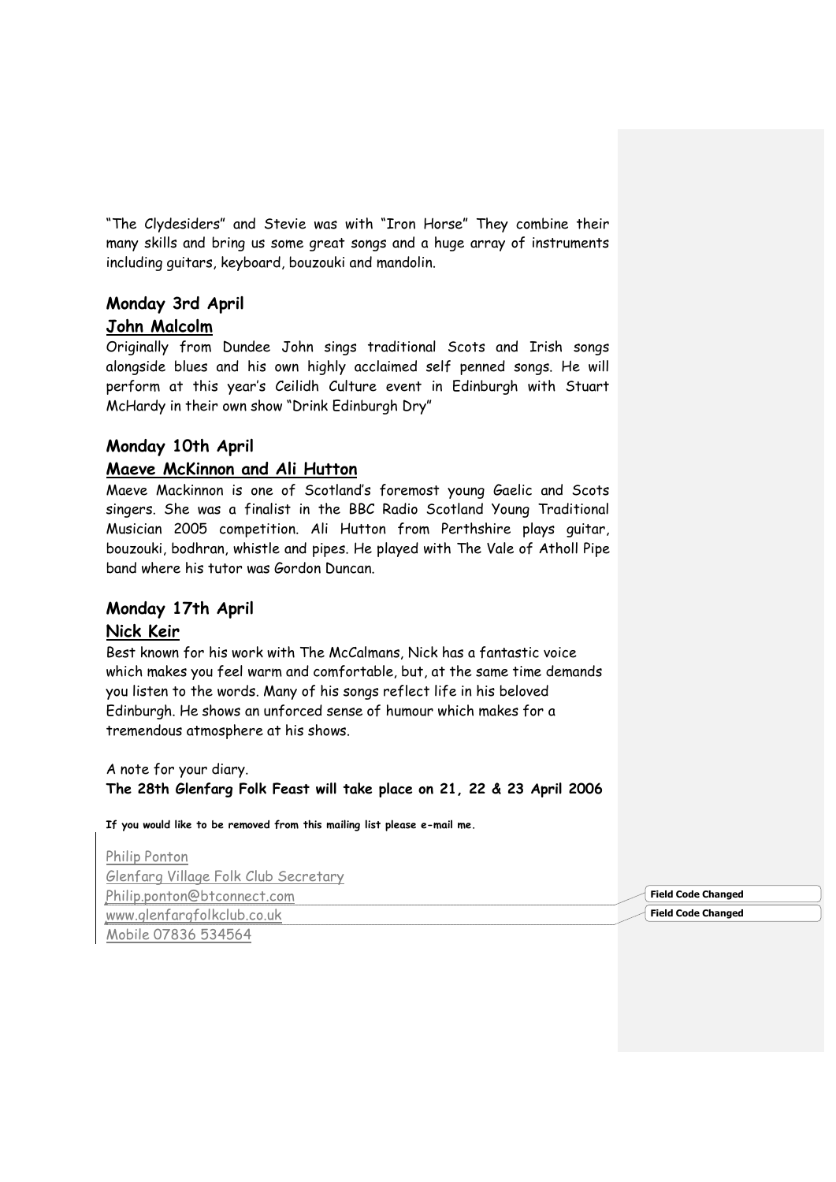"The Clydesiders" and Stevie was with "Iron Horse" They combine their many skills and bring us some great songs and a huge array of instruments including guitars, keyboard, bouzouki and mandolin.

## Monday 3rd April

### John Malcolm

Originally from Dundee John sings traditional Scots and Irish songs alongside blues and his own highly acclaimed self penned songs. He will perform at this year's Ceilidh Culture event in Edinburgh with Stuart McHardy in their own show "Drink Edinburgh Dry"

## Monday 10th April

### Maeve McKinnon and Ali Hutton

Maeve Mackinnon is one of Scotland's foremost young Gaelic and Scots singers. She was a finalist in the BBC Radio Scotland Young Traditional Musician 2005 competition. Ali Hutton from Perthshire plays guitar, bouzouki, bodhran, whistle and pipes. He played with The Vale of Atholl Pipe band where his tutor was Gordon Duncan.

## Monday 17th April

### Nick Keir

Best known for his work with The McCalmans, Nick has a fantastic voice which makes you feel warm and comfortable, but, at the same time demands you listen to the words. Many of his songs reflect life in his beloved Edinburgh. He shows an unforced sense of humour which makes for a tremendous atmosphere at his shows.

A note for your diary.
**The 28th Glenfarg Folk Feast will take place on 21, 22 & 23 April 2006**

**If you would like to be removed from this mailing list please e-mail me.**

Philip Ponton
Glenfarg Village Folk Club Secretary
Philip.ponton@btconnect.com
www.glenfargfolkclub.co.uk
Mobile 07836 534564

Field Code Changed
Field Code Changed